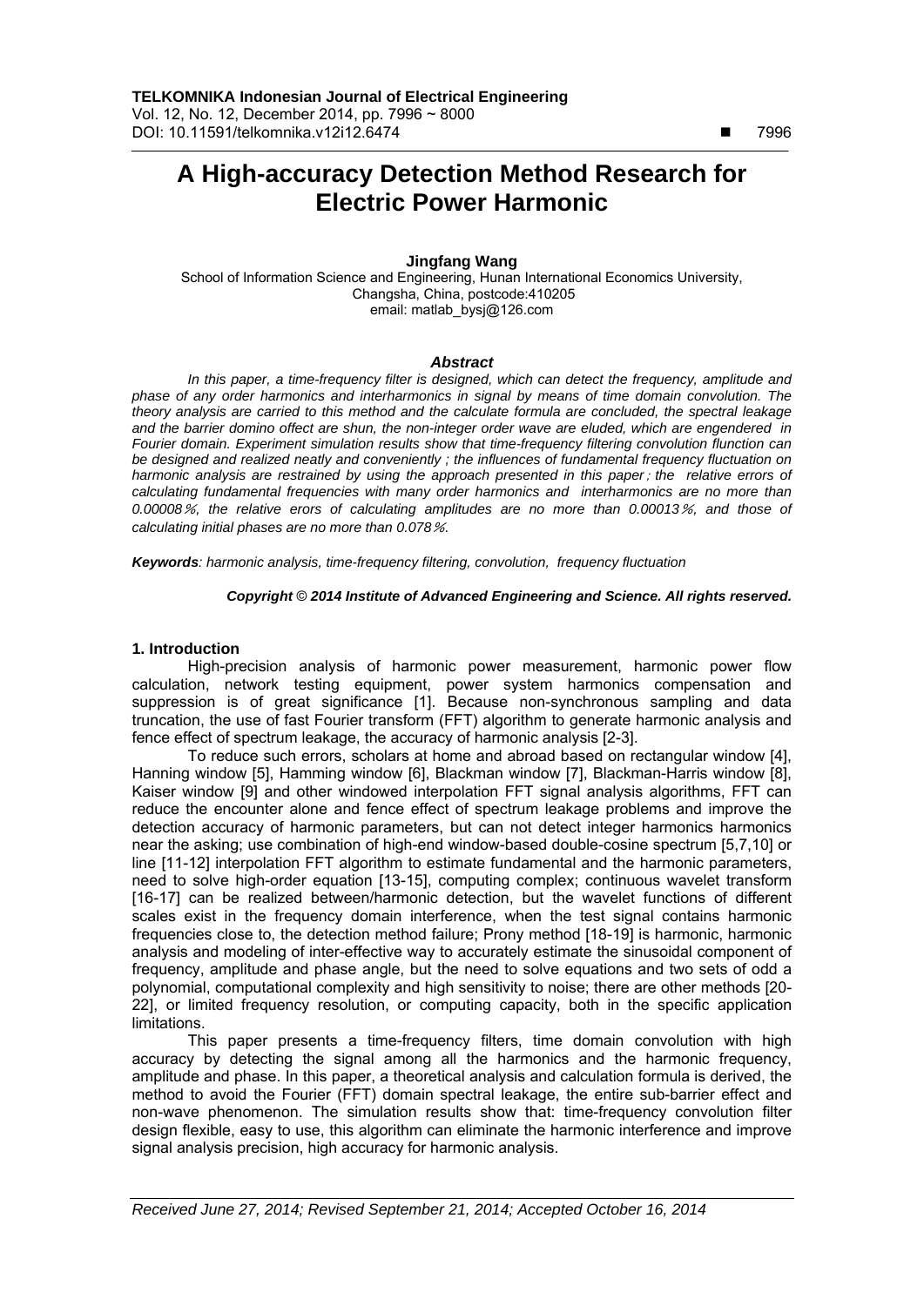# A High-accuracy Detection Method Research for Electric Power Harmonic

**Jingfang Wang**

School of Information Science and Engineering, Hunan International Economics University, Changsha, China, postcode:410205
email: matlab_bysj@126.com

### *Abstract*

*In this paper, a time-frequency filter is designed, which can detect the frequency, amplitude and phase of any order harmonics and interharmonics in signal by means of time domain convolution. The theory analysis are carried to this method and the calculate formula are concluded, the spectral leakage and the barrier domino offect are shun, the non-integer order wave are eluded, which are engendered in Fourier domain. Experiment simulation results show that time-frequency filtering convolution flunction can be designed and realized neatly and conveniently ; the influences of fundamental frequency fluctuation on harmonic analysis are restrained by using the approach presented in this paper ; the relative errors of calculating fundamental frequencies with many order harmonics and interharmonics are no more than 0.00008％, the relative erors of calculating amplitudes are no more than 0.00013％, and those of calculating initial phases are no more than 0.078％.*

***Keywords****: harmonic analysis, time-frequency filtering, convolution, frequency fluctuation*

***Copyright © 2014 Institute of Advanced Engineering and Science. All rights reserved.***

## 1. Introduction

High-precision analysis of harmonic power measurement, harmonic power flow calculation, network testing equipment, power system harmonics compensation and suppression is of great significance [1]. Because non-synchronous sampling and data truncation, the use of fast Fourier transform (FFT) algorithm to generate harmonic analysis and fence effect of spectrum leakage, the accuracy of harmonic analysis [2-3].

To reduce such errors, scholars at home and abroad based on rectangular window [4], Hanning window [5], Hamming window [6], Blackman window [7], Blackman-Harris window [8], Kaiser window [9] and other windowed interpolation FFT signal analysis algorithms, FFT can reduce the encounter alone and fence effect of spectrum leakage problems and improve the detection accuracy of harmonic parameters, but can not detect integer harmonics harmonics near the asking; use combination of high-end window-based double-cosine spectrum [5,7,10] or line [11-12] interpolation FFT algorithm to estimate fundamental and the harmonic parameters, need to solve high-order equation [13-15], computing complex; continuous wavelet transform [16-17] can be realized between/harmonic detection, but the wavelet functions of different scales exist in the frequency domain interference, when the test signal contains harmonic frequencies close to, the detection method failure; Prony method [18-19] is harmonic, harmonic analysis and modeling of inter-effective way to accurately estimate the sinusoidal component of frequency, amplitude and phase angle, but the need to solve equations and two sets of odd a polynomial, computational complexity and high sensitivity to noise; there are other methods [20-22], or limited frequency resolution, or computing capacity, both in the specific application limitations.

This paper presents a time-frequency filters, time domain convolution with high accuracy by detecting the signal among all the harmonics and the harmonic frequency, amplitude and phase. In this paper, a theoretical analysis and calculation formula is derived, the method to avoid the Fourier (FFT) domain spectral leakage, the entire sub-barrier effect and non-wave phenomenon. The simulation results show that: time-frequency convolution filter design flexible, easy to use, this algorithm can eliminate the harmonic interference and improve signal analysis precision, high accuracy for harmonic analysis.

*Received June 27, 2014; Revised September 21, 2014; Accepted October 16, 2014*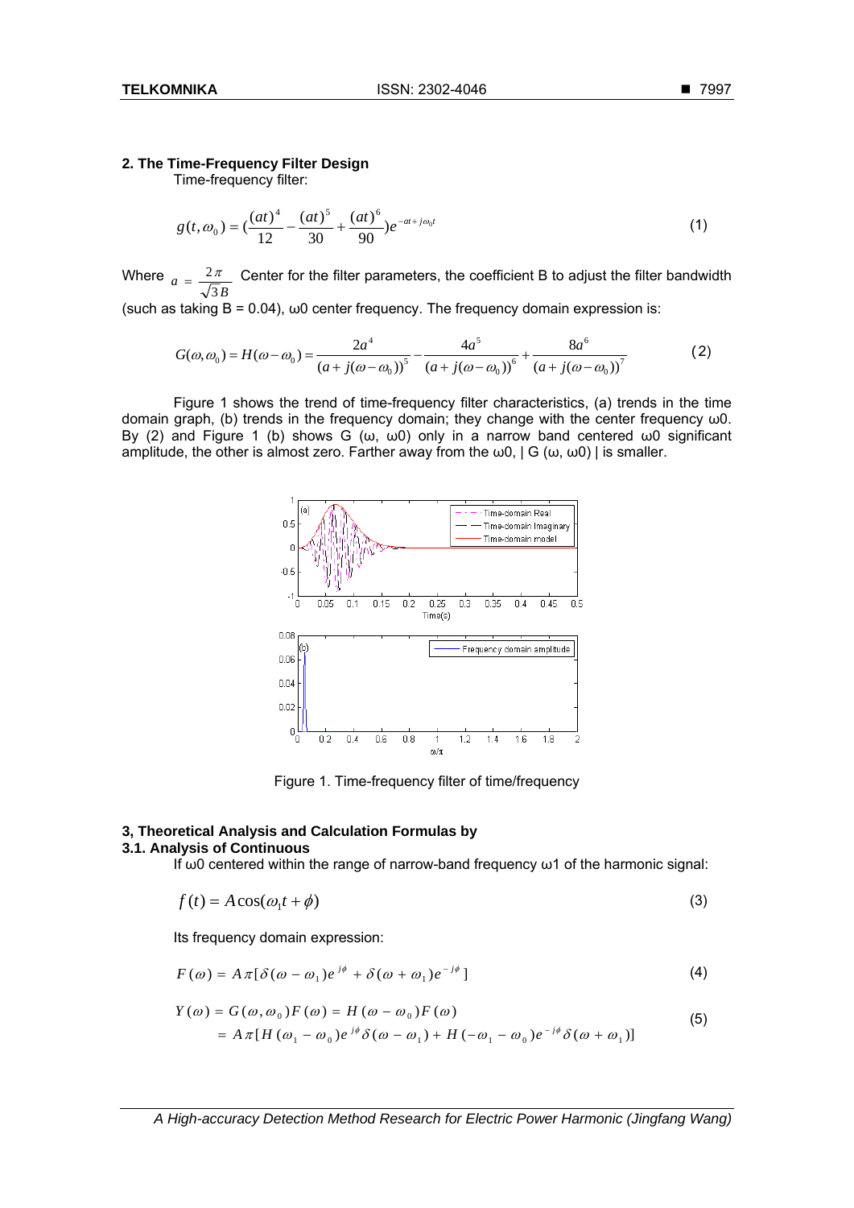## 2. The Time-Frequency Filter Design

Time-frequency filter:

$$g(t,\omega_0) = \left(\frac{(at)^4}{12} - \frac{(at)^5}{30} + \frac{(at)^6}{90}\right)e^{-at+j\omega_0 t} \tag{1}$$

Where $a = \frac{2\pi}{\sqrt{3B}}$ Center for the filter parameters, the coefficient B to adjust the filter bandwidth (such as taking B = 0.04), ω0 center frequency. The frequency domain expression is:

$$G(\omega,\omega_0) = H(\omega-\omega_0) = \frac{2a^4}{(a+j(\omega-\omega_0))^5} - \frac{4a^5}{(a+j(\omega-\omega_0))^6} + \frac{8a^6}{(a+j(\omega-\omega_0))^7} \tag{2}$$

Figure 1 shows the trend of time-frequency filter characteristics, (a) trends in the time domain graph, (b) trends in the frequency domain; they change with the center frequency ω0. By (2) and Figure 1 (b) shows G (ω, ω0) only in a narrow band centered ω0 significant amplitude, the other is almost zero. Farther away from the ω0, | G (ω, ω0) | is smaller.

Figure 1. Time-frequency filter of time/frequency

## 3, Theoretical Analysis and Calculation Formulas by

### 3.1. Analysis of Continuous

If ω0 centered within the range of narrow-band frequency ω1 of the harmonic signal:

$$f(t) = A\cos(\omega_1 t + \phi) \tag{3}$$

Its frequency domain expression:

$$F(\omega) = A\pi[\delta(\omega-\omega_1)e^{j\phi} + \delta(\omega+\omega_1)e^{-j\phi}] \tag{4}$$

$$\begin{aligned} Y(\omega) &= G(\omega,\omega_0)F(\omega) = H(\omega-\omega_0)F(\omega) \\ &= A\pi[H(\omega_1-\omega_0)e^{j\phi}\delta(\omega-\omega_1) + H(-\omega_1-\omega_0)e^{-j\phi}\delta(\omega+\omega_1)] \end{aligned} \tag{5}$$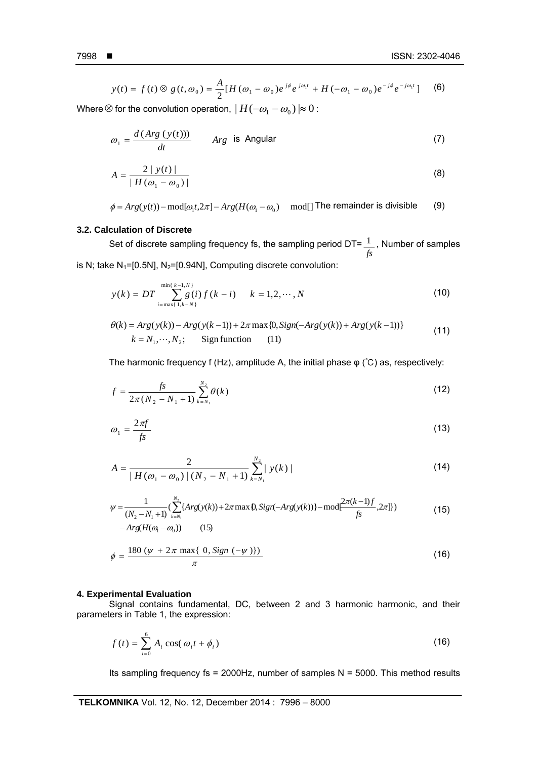$$y(t) = f(t) \otimes g(t, \omega_0) = \frac{A}{2}[H(\omega_1 - \omega_0)e^{j\phi}e^{j\omega_1 t} + H(-\omega_1 - \omega_0)e^{-j\phi}e^{-j\omega_1 t}] \quad (6)$$

Where $\otimes$ for the convolution operation, $|H(-\omega_1 - \omega_0)| \approx 0$ :

$$\omega_1 = \frac{d(Arg(y(t)))}{dt} \qquad Arg \text{ is Angular} \quad (7)$$

$$A = \frac{2|y(t)|}{|H(\omega_1 - \omega_0)|} \quad (8)$$

$$\phi = Arg(y(t)) - \mathrm{mod}[\omega_1 t, 2\pi] - Arg(H(\omega_1 - \omega_0) \quad \mathrm{mod}[] \text{ The remainder is divisible} \quad (9)$$

### 3.2. Calculation of Discrete

Set of discrete sampling frequency fs, the sampling period DT= $\frac{1}{fs}$ , Number of samples is N; take $N_1$=[0.5N], $N_2$=[0.94N], Computing discrete convolution:

$$y(k) = DT \sum_{i=\max\{1, k-N\}}^{\min\{k-1, N\}} g(i) f(k-i) \qquad k = 1, 2, \cdots, N \quad (10)$$

$$\theta(k) = Arg(y(k)) - Arg(y(k-1)) + 2\pi \max\{0, Sign(-Arg(y(k)) + Arg(y(k-1))\}$$
$$k = N_1, \cdots, N_2; \qquad \text{Sign function} \qquad (11)$$

The harmonic frequency f (Hz), amplitude A, the initial phase φ (˚C) as, respectively:

$$f = \frac{fs}{2\pi(N_2 - N_1 + 1)} \sum_{k=N_1}^{N_2} \theta(k) \quad (12)$$

$$\omega_1 = \frac{2\pi f}{fs} \quad (13)$$

$$A = \frac{2}{|H(\omega_1 - \omega_0)|(N_2 - N_1 + 1)} \sum_{k=N_1}^{N_2} |y(k)| \quad (14)$$

$$\psi = \frac{1}{(N_2 - N_1 + 1)} \left( \sum_{k=N_1}^{N_2} \{Arg(y(k)) + 2\pi \max\{0, Sign(-Arg(y(k))\} - \mathrm{mod}[\frac{2\pi(k-1)f}{fs}, 2\pi]\} \right)$$
$$- Arg(H(\omega_1 - \omega_0)) \qquad (15)$$

$$\phi = \frac{180(\psi + 2\pi \max\{0, Sign(-\psi)\})}{\pi} \quad (16)$$

## 4. Experimental Evaluation

Signal contains fundamental, DC, between 2 and 3 harmonic harmonic, and their parameters in Table 1, the expression:

$$f(t) = \sum_{i=0}^{6} A_i \cos(\omega_i t + \phi_i) \quad (16)$$

Its sampling frequency fs = 2000Hz, number of samples N = 5000. This method results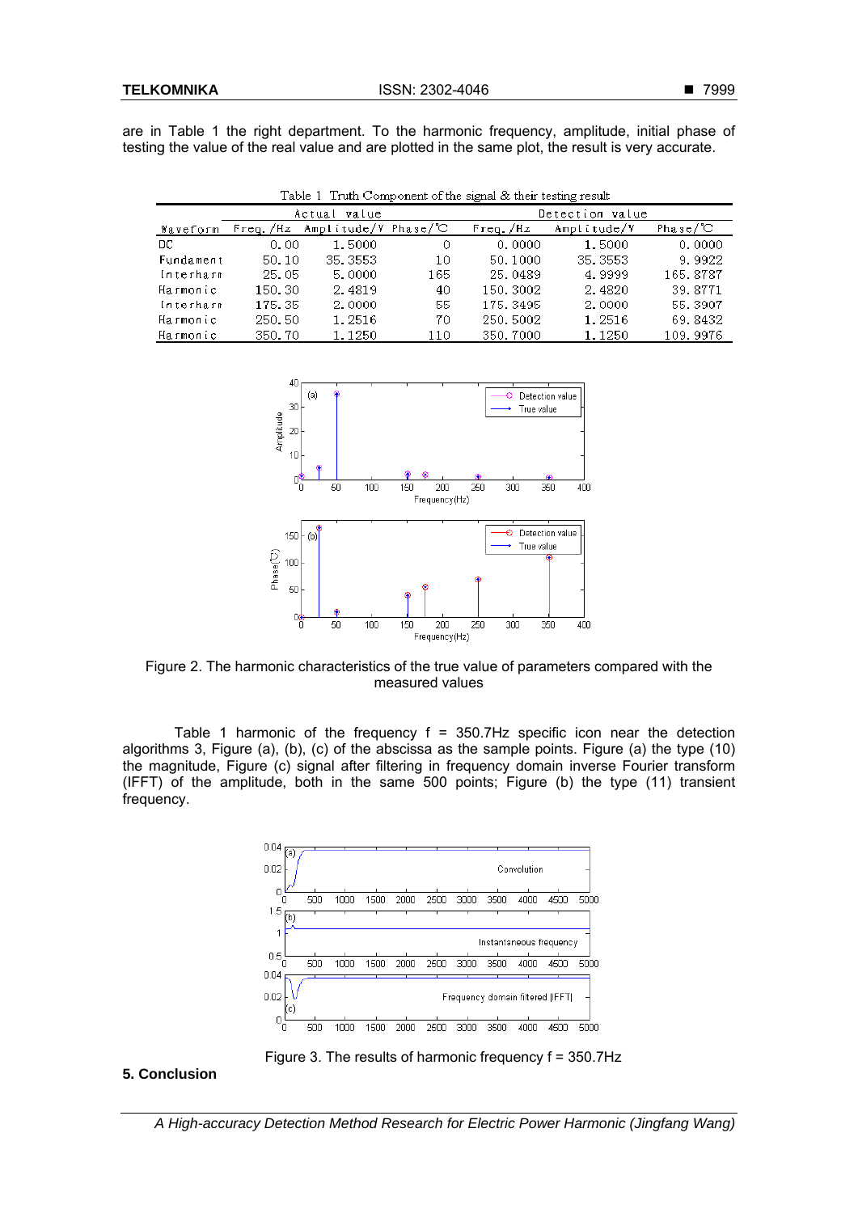are in Table 1 the right department. To the harmonic frequency, amplitude, initial phase of testing the value of the real value and are plotted in the same plot, the result is very accurate.

Table 1 Truth Component of the signal & their testing result

| | Actual value | | | Detection value | | |
|---|---|---|---|---|---|---|
| Waveform | Freq./Hz | Amplitude/V | Phase/℃ | Freq./Hz | Amplitude/V | Phase/℃ |
| DC | 0.00 | 1.5000 | 0 | 0.0000 | 1.5000 | 0.0000 |
| Fundament | 50.10 | 35.3553 | 10 | 50.1000 | 35.3553 | 9.9922 |
| Interharm | 25.05 | 5.0000 | 165 | 25.0489 | 4.9999 | 165.8787 |
| Harmonic | 150.30 | 2.4819 | 40 | 150.3002 | 2.4820 | 39.8771 |
| Interharm | 175.35 | 2.0000 | 55 | 175.3495 | 2.0000 | 55.3907 |
| Harmonic | 250.50 | 1.2516 | 70 | 250.5002 | 1.2516 | 69.8432 |
| Harmonic | 350.70 | 1.1250 | 110 | 350.7000 | 1.1250 | 109.9976 |

Figure 2. The harmonic characteristics of the true value of parameters compared with the measured values

Table 1 harmonic of the frequency f = 350.7Hz specific icon near the detection algorithms 3, Figure (a), (b), (c) of the abscissa as the sample points. Figure (a) the type (10) the magnitude, Figure (c) signal after filtering in frequency domain inverse Fourier transform (IFFT) of the amplitude, both in the same 500 points; Figure (b) the type (11) transient frequency.

Figure 3. The results of harmonic frequency f = 350.7Hz

## 5. Conclusion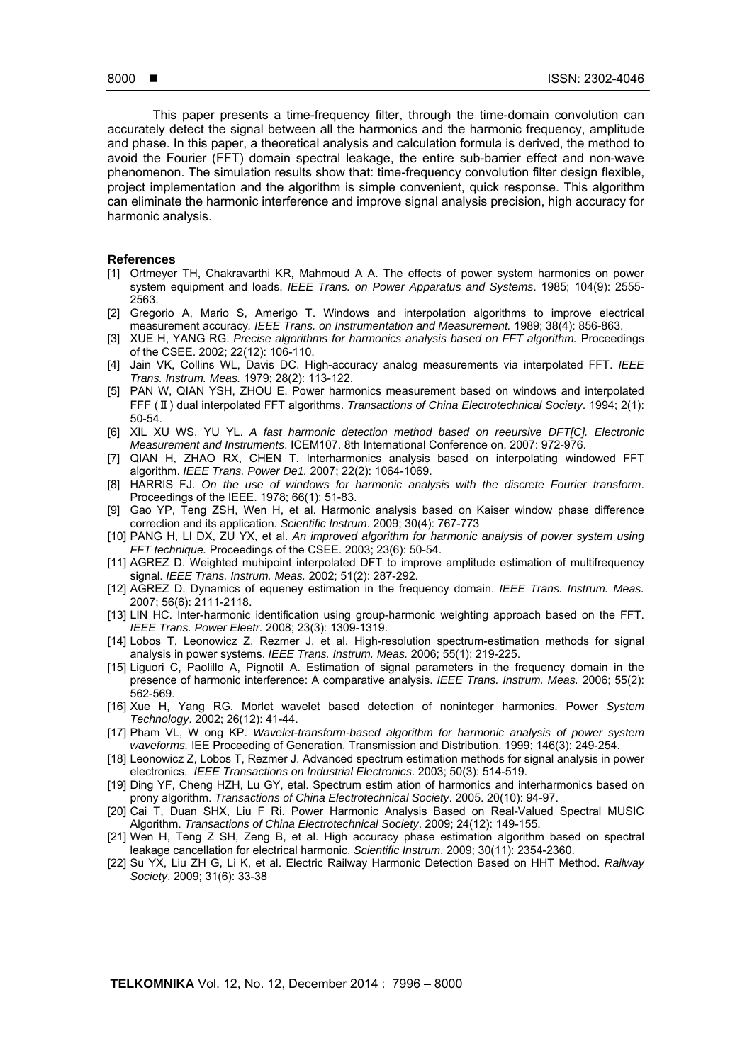This paper presents a time-frequency filter, through the time-domain convolution can accurately detect the signal between all the harmonics and the harmonic frequency, amplitude and phase. In this paper, a theoretical analysis and calculation formula is derived, the method to avoid the Fourier (FFT) domain spectral leakage, the entire sub-barrier effect and non-wave phenomenon. The simulation results show that: time-frequency convolution filter design flexible, project implementation and the algorithm is simple convenient, quick response. This algorithm can eliminate the harmonic interference and improve signal analysis precision, high accuracy for harmonic analysis.

## References

[1] Ortmeyer TH, Chakravarthi KR, Mahmoud A A. The effects of power system harmonics on power system equipment and loads. *IEEE Trans. on Power Apparatus and Systems*. 1985; 104(9): 2555-2563.

[2] Gregorio A, Mario S, Amerigo T. Windows and interpolation algorithms to improve electrical measurement accuracy. *IEEE Trans. on Instrumentation and Measurement.* 1989; 38(4): 856-863.

[3] XUE H, YANG RG. *Precise algorithms for harmonics analysis based on FFT algorithm.* Proceedings of the CSEE. 2002; 22(12): 106-110.

[4] Jain VK, Collins WL, Davis DC. High-accuracy analog measurements via interpolated FFT. *IEEE Trans. Instrum. Meas.* 1979; 28(2): 113-122.

[5] PAN W, QIAN YSH, ZHOU E. Power harmonics measurement based on windows and interpolated FFF (Ⅱ) dual interpolated FFT algorithms. *Transactions of China Electrotechnical Society*. 1994; 2(1): 50-54.

[6] XIL XU WS, YU YL. *A fast harmonic detection method based on reeursive DFT[C]. Electronic Measurement and Instruments*. ICEM107. 8th International Conference on. 2007: 972-976.

[7] QIAN H, ZHAO RX, CHEN T. Interharmonics analysis based on interpolating windowed FFT algorithm. *IEEE Trans. Power De1.* 2007; 22(2): 1064-1069.

[8] HARRIS FJ. *On the use of windows for harmonic analysis with the discrete Fourier transform*. Proceedings of the IEEE. 1978; 66(1): 51-83.

[9] Gao YP, Teng ZSH, Wen H, et al. Harmonic analysis based on Kaiser window phase difference correction and its application. *Scientific Instrum*. 2009; 30(4): 767-773

[10] PANG H, LI DX, ZU YX, et al. *An improved algorithm for harmonic analysis of power system using FFT technique.* Proceedings of the CSEE. 2003; 23(6): 50-54.

[11] AGREZ D. Weighted muhipoint interpolated DFT to improve amplitude estimation of multifrequency signal. *IEEE Trans. Instrum. Meas.* 2002; 51(2): 287-292.

[12] AGREZ D. Dynamics of equeney estimation in the frequency domain. *IEEE Trans. Instrum. Meas.* 2007; 56(6): 2111-2118.

[13] LIN HC. Inter-harmonic identification using group-harmonic weighting approach based on the FFT. *IEEE Trans. Power Eleetr.* 2008; 23(3): 1309-1319.

[14] Lobos T, Leonowicz Z, Rezmer J, et al. High-resolution spectrum-estimation methods for signal analysis in power systems. *IEEE Trans. Instrum. Meas.* 2006; 55(1): 219-225.

[15] Liguori C, Paolillo A, Pignotil A. Estimation of signal parameters in the frequency domain in the presence of harmonic interference: A comparative analysis. *IEEE Trans. Instrum. Meas.* 2006; 55(2): 562-569.

[16] Xue H, Yang RG. Morlet wavelet based detection of noninteger harmonics. Power *System Technology*. 2002; 26(12): 41-44.

[17] Pham VL, W ong KP. *Wavelet-transform-based algorithm for harmonic analysis of power system waveforms.* IEE Proceeding of Generation, Transmission and Distribution. 1999; 146(3): 249-254.

[18] Leonowicz Z, Lobos T, Rezmer J. Advanced spectrum estimation methods for signal analysis in power electronics. *IEEE Transactions on Industrial Electronics*. 2003; 50(3): 514-519.

[19] Ding YF, Cheng HZH, Lu GY, etal. Spectrum estim ation of harmonics and interharmonics based on prony algorithm. *Transactions of China Electrotechnical Society*. 2005. 20(10): 94-97.

[20] Cai T, Duan SHX, Liu F Ri. Power Harmonic Analysis Based on Real-Valued Spectral MUSIC Algorithm. *Transactions of China Electrotechnical Society*. 2009; 24(12): 149-155.

[21] Wen H, Teng Z SH, Zeng B, et al. High accuracy phase estimation algorithm based on spectral leakage cancellation for electrical harmonic. *Scientific Instrum*. 2009; 30(11): 2354-2360.

[22] Su YX, Liu ZH G, Li K, et al. Electric Railway Harmonic Detection Based on HHT Method. *Railway Society*. 2009; 31(6): 33-38